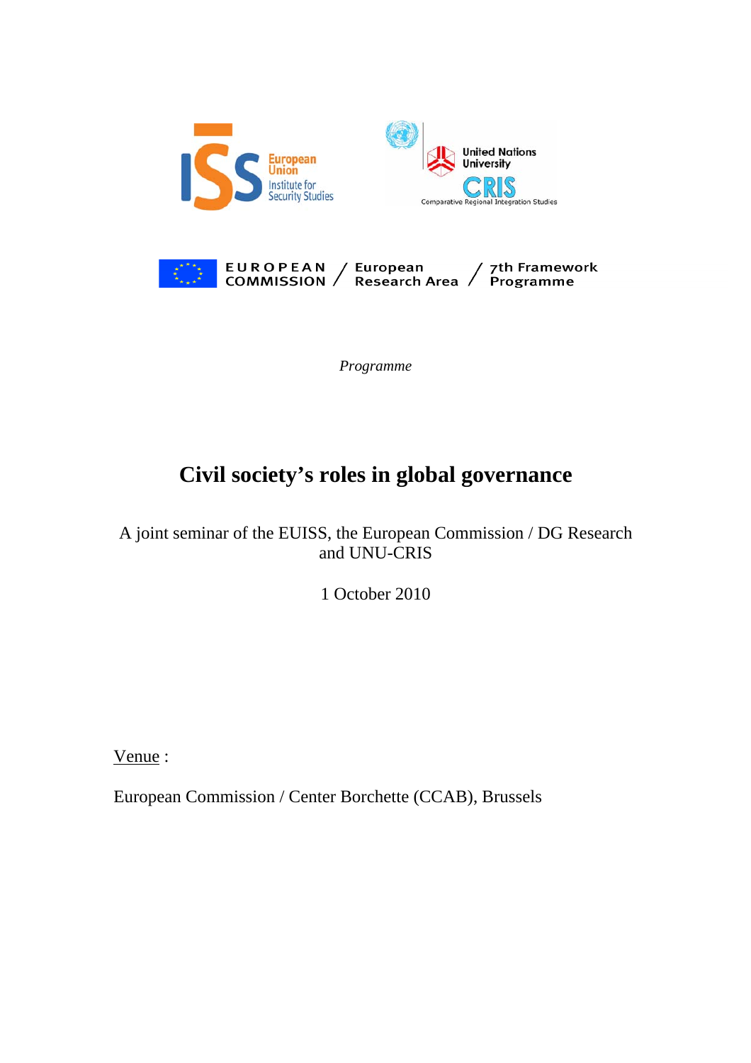European Union Institute for Security Studies

United Nations University CRIS Comparative Regional Integration Studies

EUROPEAN COMMISSION / European Research Area / 7th Framework Programme

*Programme*

# Civil society's roles in global governance

A joint seminar of the EUISS, the European Commission / DG Research and UNU-CRIS

1 October 2010

<u>Venue</u> :

European Commission / Center Borchette (CCAB), Brussels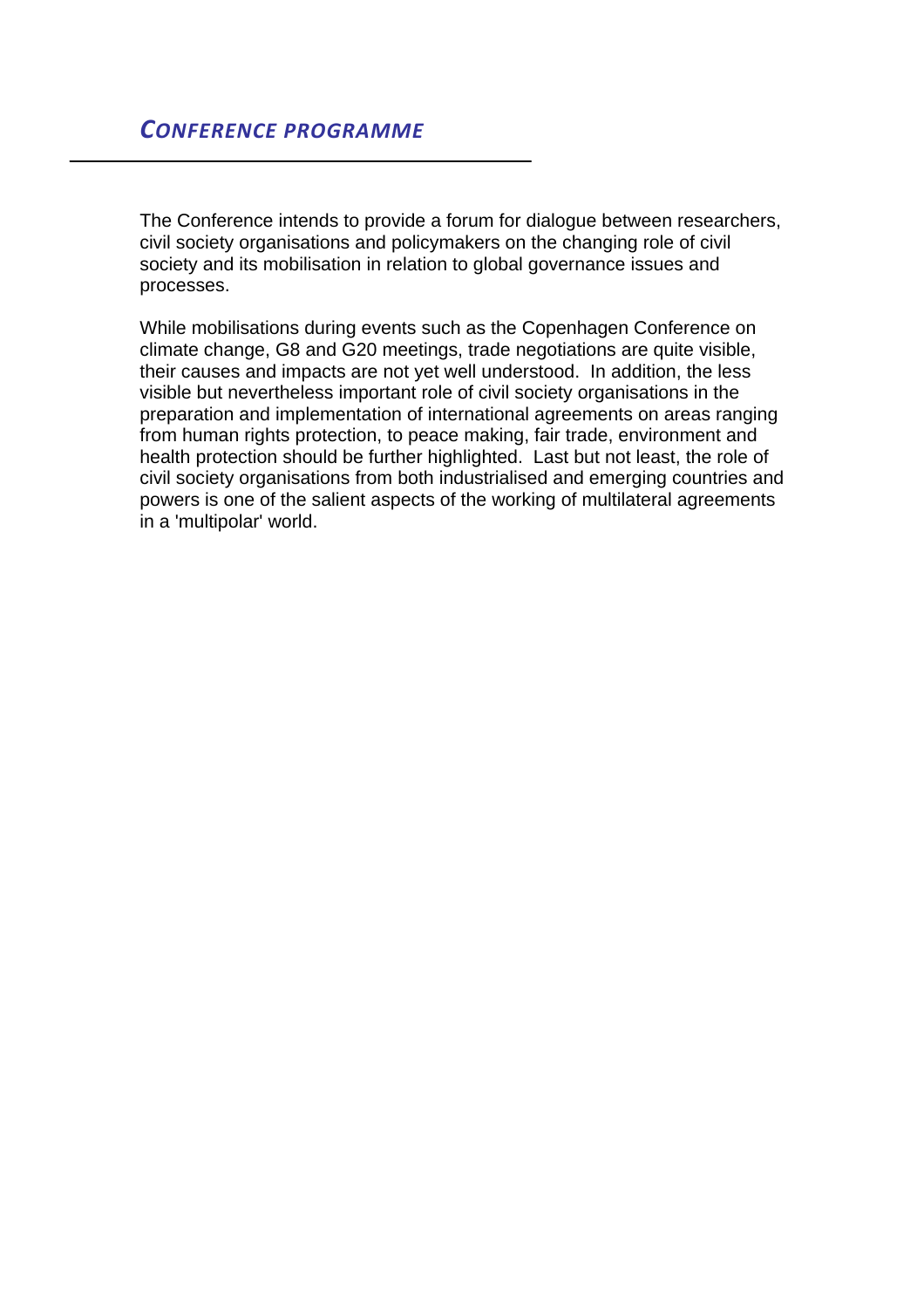## *CONFERENCE PROGRAMME*

The Conference intends to provide a forum for dialogue between researchers, civil society organisations and policymakers on the changing role of civil society and its mobilisation in relation to global governance issues and processes.

While mobilisations during events such as the Copenhagen Conference on climate change, G8 and G20 meetings, trade negotiations are quite visible, their causes and impacts are not yet well understood. In addition, the less visible but nevertheless important role of civil society organisations in the preparation and implementation of international agreements on areas ranging from human rights protection, to peace making, fair trade, environment and health protection should be further highlighted. Last but not least, the role of civil society organisations from both industrialised and emerging countries and powers is one of the salient aspects of the working of multilateral agreements in a 'multipolar' world.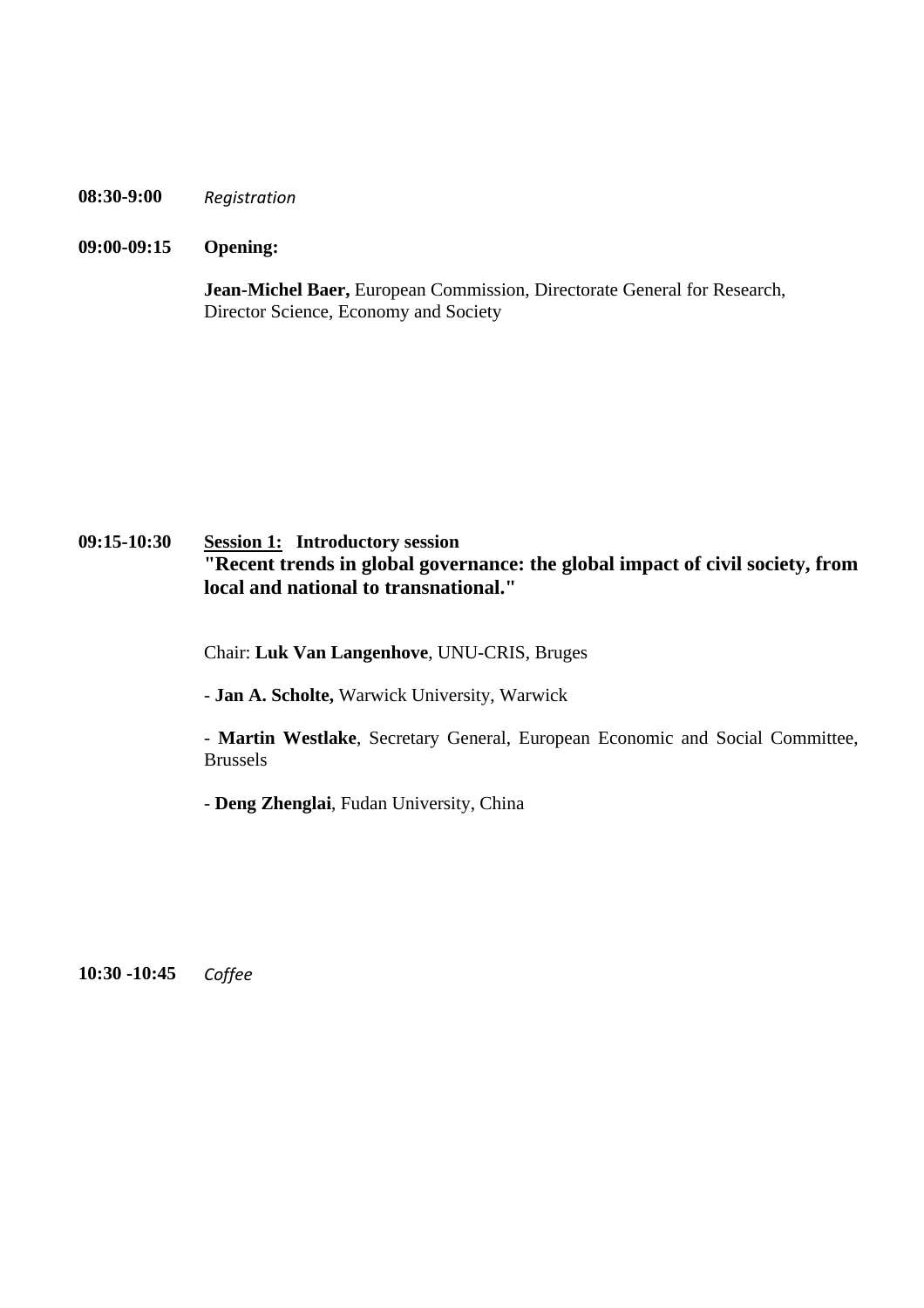**08:30-9:00** *Registration*

**09:00-09:15** **Opening:**

**Jean-Michel Baer,** European Commission, Directorate General for Research, Director Science, Economy and Society

**09:15-10:30** **<u>Session 1:</u> Introductory session**

**"Recent trends in global governance: the global impact of civil society, from local and national to transnational."**

Chair: **Luk Van Langenhove**, UNU-CRIS, Bruges

- **Jan A. Scholte,** Warwick University, Warwick

- **Martin Westlake**, Secretary General, European Economic and Social Committee, Brussels

- **Deng Zhenglai**, Fudan University, China

**10:30 -10:45** *Coffee*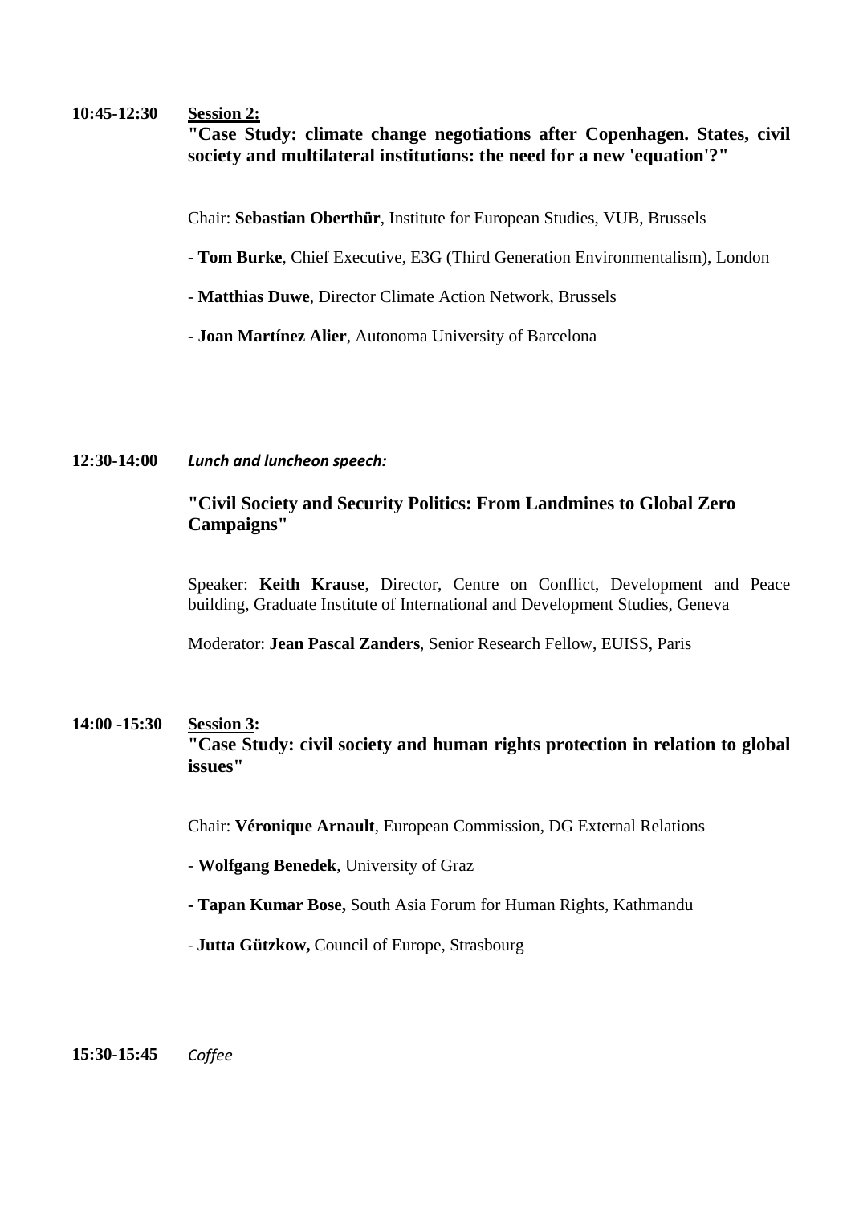**10:45-12:30** **Session 2:**

**"Case Study: climate change negotiations after Copenhagen. States, civil society and multilateral institutions: the need for a new 'equation'?"**

Chair: **Sebastian Oberthür**, Institute for European Studies, VUB, Brussels

- **Tom Burke**, Chief Executive, E3G (Third Generation Environmentalism), London
- **Matthias Duwe**, Director Climate Action Network, Brussels
- **Joan Martínez Alier**, Autonoma University of Barcelona

**12:30-14:00** ***Lunch and luncheon speech:***

**"Civil Society and Security Politics: From Landmines to Global Zero Campaigns"**

Speaker: **Keith Krause**, Director, Centre on Conflict, Development and Peace building, Graduate Institute of International and Development Studies, Geneva

Moderator: **Jean Pascal Zanders**, Senior Research Fellow, EUISS, Paris

**14:00 -15:30** **Session 3:**

**"Case Study: civil society and human rights protection in relation to global issues"**

Chair: **Véronique Arnault**, European Commission, DG External Relations

- **Wolfgang Benedek**, University of Graz
- **Tapan Kumar Bose,** South Asia Forum for Human Rights, Kathmandu
- **Jutta Gützkow,** Council of Europe, Strasbourg

**15:30-15:45** *Coffee*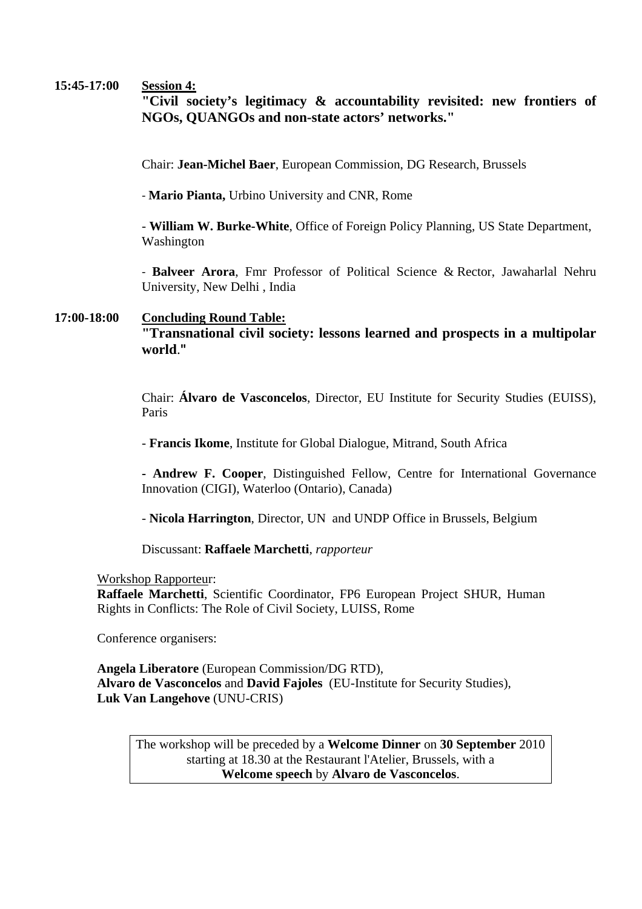**15:45-17:00** **Session 4:**

**"Civil society's legitimacy & accountability revisited: new frontiers of NGOs, QUANGOs and non-state actors' networks."**

Chair: **Jean-Michel Baer**, European Commission, DG Research, Brussels

- **Mario Pianta,** Urbino University and CNR, Rome
- **William W. Burke-White**, Office of Foreign Policy Planning, US State Department, Washington
- **Balveer Arora**, Fmr Professor of Political Science & Rector, Jawaharlal Nehru University, New Delhi , India

**17:00-18:00** **Concluding Round Table:**

**"Transnational civil society: lessons learned and prospects in a multipolar world."**

Chair: **Álvaro de Vasconcelos**, Director, EU Institute for Security Studies (EUISS), Paris

- **Francis Ikome**, Institute for Global Dialogue, Mitrand, South Africa
- **Andrew F. Cooper**, Distinguished Fellow, Centre for International Governance Innovation (CIGI), Waterloo (Ontario), Canada)
- **Nicola Harrington**, Director, UN and UNDP Office in Brussels, Belgium

Discussant: **Raffaele Marchetti**, *rapporteur*

Workshop Rapporteur:
**Raffaele Marchetti**, Scientific Coordinator, FP6 European Project SHUR, Human Rights in Conflicts: The Role of Civil Society, LUISS, Rome

Conference organisers:

**Angela Liberatore** (European Commission/DG RTD),
**Alvaro de Vasconcelos** and **David Fajoles** (EU-Institute for Security Studies),
**Luk Van Langehove** (UNU-CRIS)

The workshop will be preceded by a **Welcome Dinner** on **30 September** 2010 starting at 18.30 at the Restaurant l'Atelier, Brussels, with a **Welcome speech** by **Alvaro de Vasconcelos**.